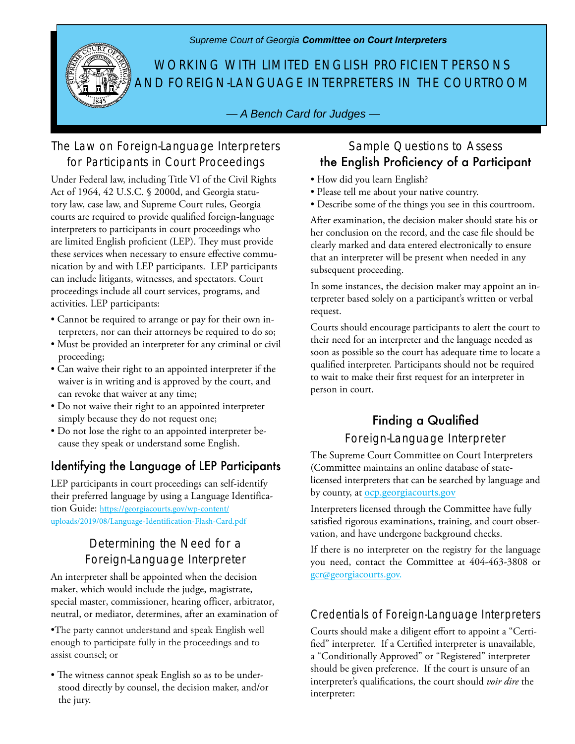Supreme Court of Georgia **Committee on Court Interpreters**

# WORKING WITH LIMITED ENGLISH PROFICIENT PERSONS AND FOREIGN-LANGUAGE INTERPRETERS IN THE COURTROOM

*— A Bench Card for Judges —*

## The Law on Foreign-Language Interpreters for Participants in Court Proceedings

Under Federal law, including Title VI of the Civil Rights Act of 1964, 42 U.S.C. § 2000d, and Georgia statutory law, case law, and Supreme Court rules, Georgia courts are required to provide qualified foreign-language interpreters to participants in court proceedings who are limited English proficient (LEP). They must provide these services when necessary to ensure effective communication by and with LEP participants. LEP participants can include litigants, witnesses, and spectators. Court proceedings include all court services, programs, and activities. LEP participants:

- Cannot be required to arrange or pay for their own interpreters, nor can their attorneys be required to do so;
- Must be provided an interpreter for any criminal or civil proceeding;
- Can waive their right to an appointed interpreter if the waiver is in writing and is approved by the court, and can revoke that waiver at any time;
- Do not waive their right to an appointed interpreter simply because they do not request one;
- Do not lose the right to an appointed interpreter because they speak or understand some English.

## Identifying the Language of LEP Participants

LEP participants in court proceedings can self-identify their preferred language by using a Language Identification Guide: https://georgiacourts.gov/wp-content/uploads/2019/08/Language-Identification-Flash-Card.pdf

## Determining the Need for a Foreign-Language Interpreter

An interpreter shall be appointed when the decision maker, which would include the judge, magistrate, special master, commissioner, hearing officer, arbitrator, neutral, or mediator, determines, after an examination of

- The party cannot understand and speak English well enough to participate fully in the proceedings and to assist counsel; or
- The witness cannot speak English so as to be understood directly by counsel, the decision maker, and/or the jury.

## Sample Questions to Assess the English Proficiency of a Participant

- How did you learn English?
- Please tell me about your native country.
- Describe some of the things you see in this courtroom.

After examination, the decision maker should state his or her conclusion on the record, and the case file should be clearly marked and data entered electronically to ensure that an interpreter will be present when needed in any subsequent proceeding.

In some instances, the decision maker may appoint an interpreter based solely on a participant's written or verbal request.

Courts should encourage participants to alert the court to their need for an interpreter and the language needed as soon as possible so the court has adequate time to locate a qualified interpreter. Participants should not be required to wait to make their first request for an interpreter in person in court.

## Finding a Qualified Foreign-Language Interpreter

The Supreme Court Committee on Court Interpreters (Committee maintains an online database of state-licensed interpreters that can be searched by language and by county, at ocp.georgiacourts.gov

Interpreters licensed through the Committee have fully satisfied rigorous examinations, training, and court observation, and have undergone background checks.

If there is no interpreter on the registry for the language you need, contact the Committee at 404-463-3808 or gcr@georgiacourts.gov.

## Credentials of Foreign-Language Interpreters

Courts should make a diligent effort to appoint a "Certified" interpreter. If a Certified interpreter is unavailable, a "Conditionally Approved" or "Registered" interpreter should be given preference. If the court is unsure of an interpreter's qualifications, the court should *voir dire* the interpreter: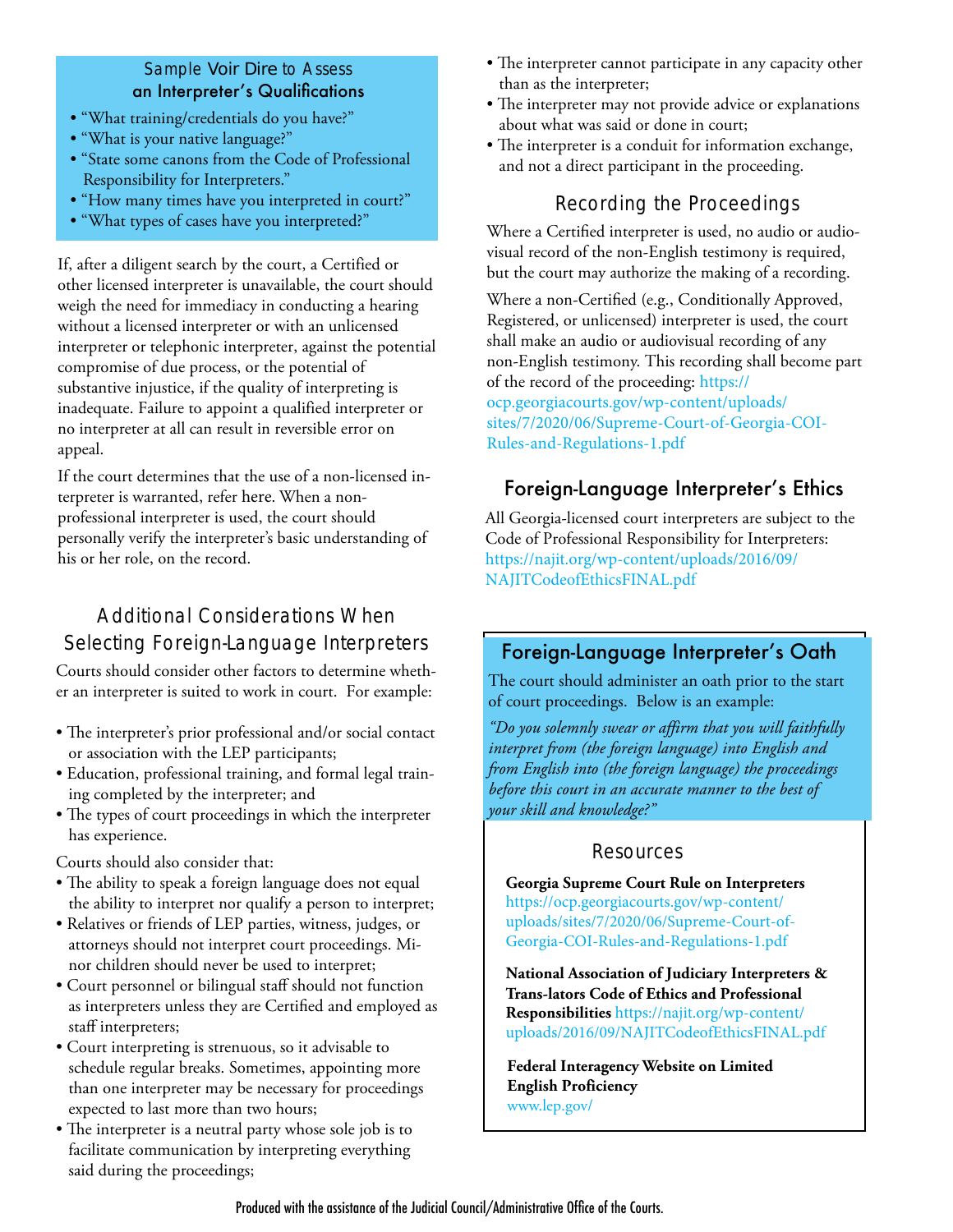## Sample Voir Dire to Assess an Interpreter's Qualifications

- "What training/credentials do you have?"
- "What is your native language?"
- "State some canons from the Code of Professional Responsibility for Interpreters."
- "How many times have you interpreted in court?"
- "What types of cases have you interpreted?"

If, after a diligent search by the court, a Certified or other licensed interpreter is unavailable, the court should weigh the need for immediacy in conducting a hearing without a licensed interpreter or with an unlicensed interpreter or telephonic interpreter, against the potential compromise of due process, or the potential of substantive injustice, if the quality of interpreting is inadequate. Failure to appoint a qualified interpreter or no interpreter at all can result in reversible error on appeal.

If the court determines that the use of a non-licensed interpreter is warranted, refer here. When a non-professional interpreter is used, the court should personally verify the interpreter's basic understanding of his or her role, on the record.

## Additional Considerations When Selecting Foreign-Language Interpreters

Courts should consider other factors to determine whether an interpreter is suited to work in court. For example:

- The interpreter's prior professional and/or social contact or association with the LEP participants;
- Education, professional training, and formal legal training completed by the interpreter; and
- The types of court proceedings in which the interpreter has experience.

Courts should also consider that:

- The ability to speak a foreign language does not equal the ability to interpret nor qualify a person to interpret;
- Relatives or friends of LEP parties, witness, judges, or attorneys should not interpret court proceedings. Minor children should never be used to interpret;
- Court personnel or bilingual staff should not function as interpreters unless they are Certified and employed as staff interpreters;
- Court interpreting is strenuous, so it advisable to schedule regular breaks. Sometimes, appointing more than one interpreter may be necessary for proceedings expected to last more than two hours;
- The interpreter is a neutral party whose sole job is to facilitate communication by interpreting everything said during the proceedings;
- The interpreter cannot participate in any capacity other than as the interpreter;
- The interpreter may not provide advice or explanations about what was said or done in court;
- The interpreter is a conduit for information exchange, and not a direct participant in the proceeding.

## Recording the Proceedings

Where a Certified interpreter is used, no audio or audiovisual record of the non-English testimony is required, but the court may authorize the making of a recording.

Where a non-Certified (e.g., Conditionally Approved, Registered, or unlicensed) interpreter is used, the court shall make an audio or audiovisual recording of any non-English testimony. This recording shall become part of the record of the proceeding: https://ocp.georgiacourts.gov/wp-content/uploads/sites/7/2020/06/Supreme-Court-of-Georgia-COI-Rules-and-Regulations-1.pdf

## Foreign-Language Interpreter's Ethics

All Georgia-licensed court interpreters are subject to the Code of Professional Responsibility for Interpreters: https://najit.org/wp-content/uploads/2016/09/NAJITCodeofEthicsFINAL.pdf

## Foreign-Language Interpreter's Oath

The court should administer an oath prior to the start of court proceedings. Below is an example:

*"Do you solemnly swear or affirm that you will faithfully interpret from (the foreign language) into English and from English into (the foreign language) the proceedings before this court in an accurate manner to the best of your skill and knowledge?"*

## Resources

**Georgia Supreme Court Rule on Interpreters** https://ocp.georgiacourts.gov/wp-content/uploads/sites/7/2020/06/Supreme-Court-of-Georgia-COI-Rules-and-Regulations-1.pdf

**National Association of Judiciary Interpreters & Trans-lators Code of Ethics and Professional Responsibilities** https://najit.org/wp-content/uploads/2016/09/NAJITCodeofEthicsFINAL.pdf

**Federal Interagency Website on Limited English Proficiency** www.lep.gov/

Produced with the assistance of the Judicial Council/Administrative Office of the Courts.